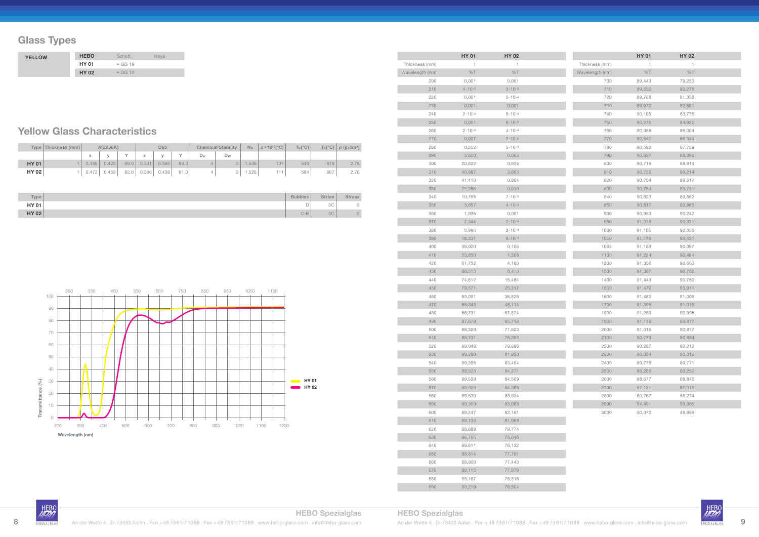## Glass Types

| YELLOW | HEBO | Schott | Hoya |
|---|---|---|---|
| | HY 01 | ≈ GG 19 | |
| | HY 02 | ≈ GG 10 | |

## Yellow Glass Characteristics

| Type | Thickness (mm) | A[2856K] | | | D65 | | | Chemical Stability | | $N_D$ | $\alpha \times 10^{-7}$(°C) | $T_G$(°C) | $T_A$(°C) | ρ (g/cm³) |
|---|---|---|---|---|---|---|---|---|---|---|---|---|---|---|
| | | x | y | Y | x | y | Y | $D_A$ | $D_W$ | | | | | |
| HY 01 | 1 | 0.459 | 0.423 | 89.0 | 0.331 | 0.366 | 89.0 | 4 | 3 | 1.536 | 107 | 549 | 619 | 2.78 |
| HY 02 | 1 | 0.473 | 0.453 | 82.0 | 0.366 | 0.438 | 81.0 | 4 | 3 | 1.526 | 111 | 594 | 667 | 2.76 |

| Type | Bubbles | Striae | Stress |
|---|---|---|---|
| HY 01 | D | 3C | 3 |
| HY 02 | C-B | 3C | 3 |

| | HY 01 | HY 02 |
|---|---|---|
| Thickness (mm) | 1 | 1 |
| Wavelength (nm) | %T | %T |
| 200 | 0,001 | 0,001 |
| 210 | $4 \cdot 10^{-5}$ | $3 \cdot 10^{-5}$ |
| 220 | 0,001 | $5 \cdot 10^{-4}$ |
| 230 | 0,001 | 0,001 |
| 240 | $2 \cdot 10^{-4}$ | $5 \cdot 10^{-4}$ |
| 250 | 0,001 | $6 \cdot 10^{-5}$ |
| 260 | $2 \cdot 10^{-4}$ | $4 \cdot 10^{-4}$ |
| 270 | 0,007 | $9 \cdot 10^{-5}$ |
| 280 | 0,202 | $5 \cdot 10^{-4}$ |
| 290 | 3,800 | 0,003 |
| 300 | 20,822 | 0,935 |
| 310 | 40,687 | 3,665 |
| 320 | 41,410 | 0,804 |
| 330 | 25,256 | 0,010 |
| 340 | 10,165 | $7 \cdot 10^{-5}$ |
| 350 | 3,657 | $4 \cdot 10^{-4}$ |
| 360 | 1,935 | 0,001 |
| 370 | 2,344 | $2 \cdot 10^{-4}$ |
| 380 | 5,986 | $2 \cdot 10^{-4}$ |
| 390 | 18,331 | $6 \cdot 10^{-4}$ |
| 400 | 39,020 | 0,105 |
| 410 | 53,850 | 1,508 |
| 420 | 61,752 | 4,186 |
| 430 | 68,513 | 8,473 |
| 440 | 74,612 | 15,464 |
| 450 | 79,571 | 25,317 |
| 460 | 83,091 | 36,828 |
| 470 | 85,343 | 48,114 |
| 480 | 86,731 | 57,824 |
| 490 | 87,679 | 65,716 |
| 500 | 88,309 | 71,823 |
| 510 | 88,731 | 76,382 |
| 520 | 89,048 | 79,686 |
| 530 | 89,280 | 81,950 |
| 540 | 89,395 | 83,404 |
| 550 | 89,523 | 84,271 |
| 560 | 89,529 | 84,509 |
| 570 | 89,508 | 84,368 |
| 580 | 89,530 | 83,934 |
| 590 | 89,300 | 83,068 |
| 600 | 89,247 | 82,161 |
| 610 | 89,138 | 81,069 |
| 620 | 88,889 | 79,774 |
| 630 | 88,785 | 78,646 |
| 640 | 88,811 | 78,132 |
| 650 | 88,814 | 77,761 |
| 660 | 88,908 | 77,443 |
| 670 | 89,113 | 77,979 |
| 680 | 89,167 | 78,816 |
| 690 | 89,219 | 78,504 |
| 700 | 89,443 | 79,233 |
| 710 | 89,652 | 80,278 |
| 720 | 89,788 | 81,358 |
| 730 | 89,972 | 82,591 |
| 740 | 90,105 | 83,776 |
| 750 | 90,270 | 84,922 |
| 760 | 90,386 | 86,004 |
| 770 | 90,547 | 86,944 |
| 780 | 90,592 | 87,739 |
| 790 | 90,637 | 88,396 |
| 800 | 90,719 | 88,814 |
| 810 | 90,730 | 89,214 |
| 820 | 90,754 | 89,517 |
| 830 | 90,784 | 89,731 |
| 840 | 90,823 | 89,862 |
| 850 | 90,817 | 89,980 |
| 900 | 90,953 | 90,242 |
| 950 | 91,078 | 90,321 |
| 1000 | 91,105 | 90,350 |
| 1050 | 91,179 | 90,421 |
| 1065 | 91,189 | 90,397 |
| 1100 | 91,224 | 90,484 |
| 1200 | 91,356 | 90,663 |
| 1300 | 91,387 | 90,762 |
| 1400 | 91,443 | 90,750 |
| 1500 | 91,470 | 90,911 |
| 1600 | 91,482 | 91,009 |
| 1700 | 91,395 | 91,016 |
| 1800 | 91,280 | 90,998 |
| 1900 | 91,148 | 90,977 |
| 2000 | 91,015 | 90,877 |
| 2100 | 90,779 | 90,694 |
| 2200 | 90,287 | 90,212 |
| 2300 | 90,054 | 90,012 |
| 2400 | 89,775 | 89,771 |
| 2500 | 89,285 | 89,252 |
| 2600 | 88,677 | 88,876 |
| 2700 | 87,121 | 87,016 |
| 2800 | 60,767 | 58,274 |
| 2900 | 54,491 | 53,385 |
| 3000 | 50,370 | 49,959 |

HEBO Spezialglas
An der Wette 4 . D-73433 Aalen . Fon +49 7361/71088 . Fax +49 7361/71089 . www.hebo-glass.com . info@hebo-glass.com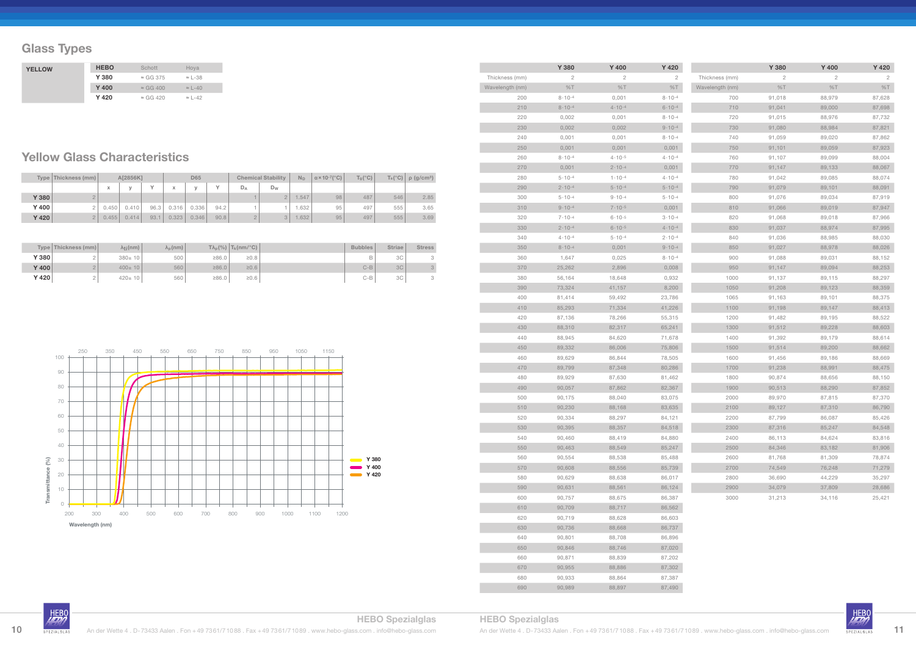# Glass Types

| YELLOW | HEBO | Schott | Hoya |
|---|---|---|---|
| | Y 380 | ≈ GG 375 | ≈ L-38 |
| | Y 400 | ≈ GG 400 | ≈ L-40 |
| | Y 420 | ≈ GG 420 | ≈ L-42 |

## Yellow Glass Characteristics

| Type | Thickness (mm) | A[2856K] | | | D65 | | | Chemical Stability | | $N_D$ | $\alpha \times 10^{-7}$(°C) | $T_g$(°C) | $T_s$(°C) | ρ (g/cm³) |
|---|---|---|---|---|---|---|---|---|---|---|---|---|---|---|
| | | x | y | Y | x | y | Y | $D_A$ | $D_W$ | | | | | |
| Y 380 | 2 | | | | | | | 1 | 2 | 1.547 | 98 | 487 | 546 | 2.85 |
| Y 400 | 2 | 0.450 | 0.410 | 96.3 | 0.316 | 0.336 | 94.2 | 1 | 1 | 1.632 | 95 | 497 | 555 | 3.65 |
| Y 420 | 2 | 0.455 | 0.414 | 93.1 | 0.323 | 0.346 | 90.8 | 2 | 3 | 1.632 | 95 | 497 | 555 | 3.69 |

| Type | Thickness (mm) | $\lambda_{\frac{1}{2}}$(nm) | $\lambda_p$(nm) | $T\lambda_p$(%) | $T_k$(nm/°C) | Bubbles | Striae | Stress |
|---|---|---|---|---|---|---|---|---|
| Y 380 | 2 | 380± 10 | 500 | ≥86.0 | ≥0.8 | B | 3C | 3 |
| Y 400 | 2 | 400± 10 | 560 | ≥86.0 | ≥0.6 | C-B | 3C | 3 |
| Y 420 | 2 | 420± 10 | 560 | ≥86.0 | ≥0.6 | C-B | 3C | 3 |

Transmittance (%) vs. Wavelength (nm) — Y 380, Y 400, Y 420

| | Y 380 | Y 400 | Y 420 |
|---|---|---|---|
| Thickness (mm) | 2 | 2 | 2 |
| Wavelength (nm) | %T | %T | %T |
| 200 | $8 \cdot 10^{-4}$ | 0,001 | $8 \cdot 10^{-4}$ |
| 210 | $8 \cdot 10^{-4}$ | $4 \cdot 10^{-4}$ | $6 \cdot 10^{-4}$ |
| 220 | 0,002 | 0,001 | $8 \cdot 10^{-4}$ |
| 230 | 0,002 | 0,002 | $9 \cdot 10^{-4}$ |
| 240 | 0,001 | 0,001 | $8 \cdot 10^{-4}$ |
| 250 | 0,001 | 0,001 | 0,001 |
| 260 | $8 \cdot 10^{-4}$ | $4 \cdot 10^{-5}$ | $4 \cdot 10^{-4}$ |
| 270 | 0,001 | $2 \cdot 10^{-4}$ | 0,001 |
| 280 | $5 \cdot 10^{-4}$ | $1 \cdot 10^{-4}$ | $4 \cdot 10^{-4}$ |
| 290 | $2 \cdot 10^{-4}$ | $5 \cdot 10^{-4}$ | $5 \cdot 10^{-4}$ |
| 300 | $5 \cdot 10^{-4}$ | $9 \cdot 10^{-4}$ | $5 \cdot 10^{-4}$ |
| 310 | $9 \cdot 10^{-4}$ | $7 \cdot 10^{-5}$ | 0,001 |
| 320 | $7 \cdot 10^{-4}$ | $6 \cdot 10^{-5}$ | $3 \cdot 10^{-4}$ |
| 330 | $2 \cdot 10^{-4}$ | $6 \cdot 10^{-5}$ | $4 \cdot 10^{-4}$ |
| 340 | $4 \cdot 10^{-4}$ | $5 \cdot 10^{-4}$ | $2 \cdot 10^{-4}$ |
| 350 | $8 \cdot 10^{-4}$ | 0,001 | $9 \cdot 10^{-4}$ |
| 360 | 1,647 | 0,025 | $8 \cdot 10^{-4}$ |
| 370 | 25,262 | 2,896 | 0,008 |
| 380 | 56,164 | 18,648 | 0,932 |
| 390 | 73,324 | 41,157 | 8,200 |
| 400 | 81,414 | 59,492 | 23,786 |
| 410 | 85,293 | 71,334 | 41,226 |
| 420 | 87,136 | 78,266 | 55,315 |
| 430 | 88,310 | 82,317 | 65,241 |
| 440 | 88,945 | 84,620 | 71,678 |
| 450 | 89,332 | 86,006 | 75,806 |
| 460 | 89,629 | 86,844 | 78,505 |
| 470 | 89,799 | 87,348 | 80,286 |
| 480 | 89,929 | 87,630 | 81,462 |
| 490 | 90,057 | 87,862 | 82,367 |
| 500 | 90,175 | 88,040 | 83,075 |
| 510 | 90,230 | 88,168 | 83,635 |
| 520 | 90,334 | 88,297 | 84,121 |
| 530 | 90,395 | 88,357 | 84,518 |
| 540 | 90,460 | 88,419 | 84,880 |
| 550 | 90,463 | 88,549 | 85,247 |
| 560 | 90,554 | 88,538 | 85,488 |
| 570 | 90,608 | 88,556 | 85,739 |
| 580 | 90,629 | 88,638 | 86,017 |
| 590 | 90,631 | 88,561 | 86,124 |
| 600 | 90,757 | 88,675 | 86,387 |
| 610 | 90,709 | 88,717 | 86,562 |
| 620 | 90,719 | 88,628 | 86,603 |
| 630 | 90,736 | 88,668 | 86,737 |
| 640 | 90,801 | 88,708 | 86,896 |
| 650 | 90,846 | 88,746 | 87,020 |
| 660 | 90,871 | 88,839 | 87,202 |
| 670 | 90,955 | 88,886 | 87,302 |
| 680 | 90,933 | 88,864 | 87,387 |
| 690 | 90,989 | 88,897 | 87,490 |
| 700 | 91,018 | 88,979 | 87,628 |
| 710 | 91,041 | 89,000 | 87,698 |
| 720 | 91,015 | 88,976 | 87,732 |
| 730 | 91,080 | 88,984 | 87,821 |
| 740 | 91,059 | 89,020 | 87,862 |
| 750 | 91,101 | 89,059 | 87,923 |
| 760 | 91,107 | 89,099 | 88,004 |
| 770 | 91,147 | 89,133 | 88,067 |
| 780 | 91,042 | 89,085 | 88,074 |
| 790 | 91,079 | 89,101 | 88,091 |
| 800 | 91,076 | 89,034 | 87,919 |
| 810 | 91,066 | 89,019 | 87,947 |
| 820 | 91,068 | 89,018 | 87,966 |
| 830 | 91,037 | 88,974 | 87,995 |
| 840 | 91,036 | 88,985 | 88,030 |
| 850 | 91,027 | 88,978 | 88,026 |
| 900 | 91,088 | 89,031 | 88,152 |
| 950 | 91,147 | 89,094 | 88,253 |
| 1000 | 91,137 | 89,115 | 88,297 |
| 1050 | 91,208 | 89,123 | 88,359 |
| 1065 | 91,163 | 89,101 | 88,375 |
| 1100 | 91,198 | 89,147 | 88,413 |
| 1200 | 91,482 | 89,195 | 88,522 |
| 1300 | 91,512 | 89,228 | 88,603 |
| 1400 | 91,392 | 89,179 | 88,614 |
| 1500 | 91,514 | 89,200 | 88,662 |
| 1600 | 91,456 | 89,186 | 88,669 |
| 1700 | 91,238 | 88,991 | 88,475 |
| 1800 | 90,874 | 88,656 | 88,150 |
| 1900 | 90,513 | 88,290 | 87,852 |
| 2000 | 89,970 | 87,815 | 87,370 |
| 2100 | 89,127 | 87,310 | 86,790 |
| 2200 | 87,799 | 86,087 | 85,426 |
| 2300 | 87,316 | 85,247 | 84,548 |
| 2400 | 86,113 | 84,624 | 83,816 |
| 2500 | 84,346 | 83,182 | 81,906 |
| 2600 | 81,768 | 81,309 | 78,874 |
| 2700 | 74,549 | 76,248 | 71,279 |
| 2800 | 36,690 | 44,229 | 35,297 |
| 2900 | 34,079 | 37,809 | 28,686 |
| 3000 | 31,213 | 34,116 | 25,421 |

**HEBO Spezialglas**
An der Wette 4 . D-73433 Aalen . Fon +49 7361/71088 . Fax +49 7361/71089 . www.hebo-glass.com . info@hebo-glass.com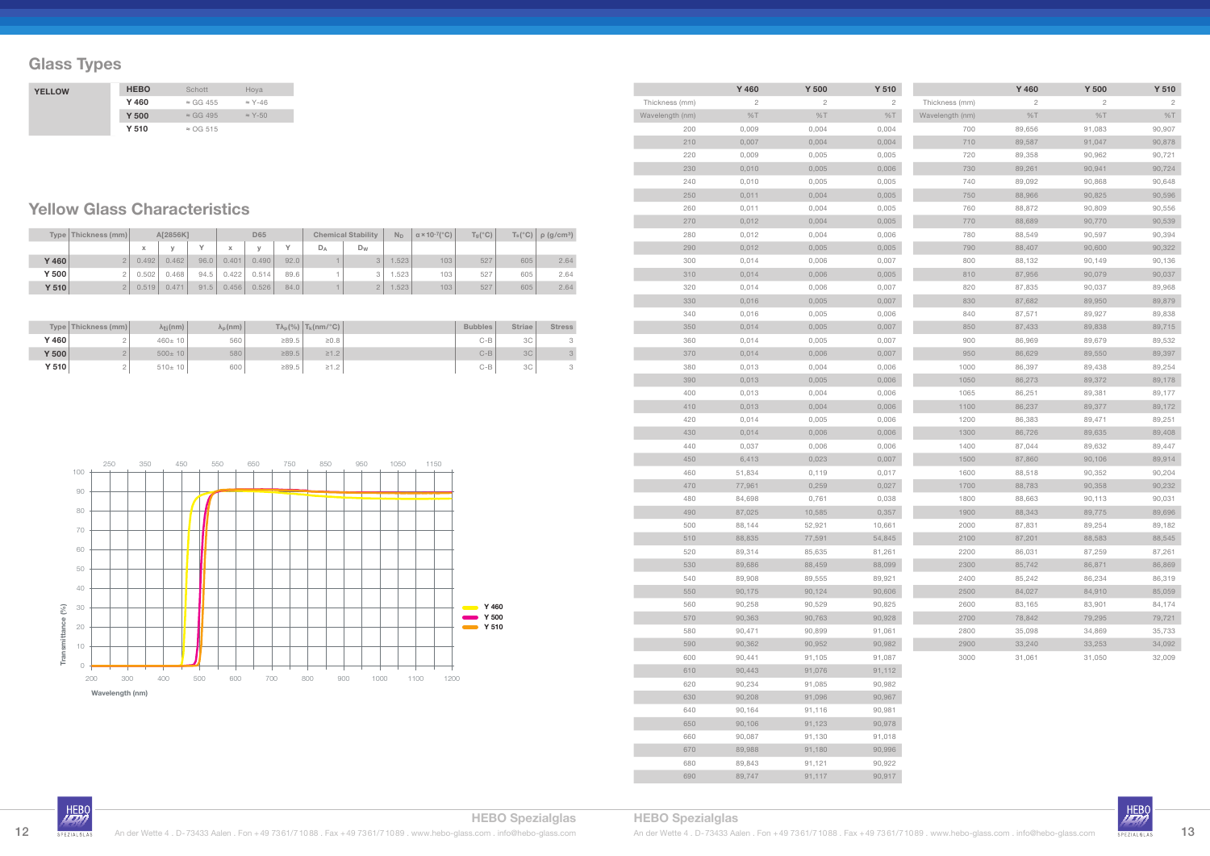## Glass Types

| YELLOW | HEBO | Schott | Hoya |
|---|---|---|---|
| | Y 460 | ≈ GG 455 | ≈ Y-46 |
| | Y 500 | ≈ GG 495 | ≈ Y-50 |
| | Y 510 | ≈ OG 515 | |

## Yellow Glass Characteristics

| Type | Thickness (mm) | A[2856K] | | | D65 | | | Chemical Stability | | $N_D$ | $\alpha \times 10^{-7}$(°C) | $T_g$(°C) | $T_s$(°C) | ρ (g/cm³) |
|---|---|---|---|---|---|---|---|---|---|---|---|---|---|---|
| | | x | y | Y | x | y | Y | $D_A$ | $D_W$ | | | | | |
| Y 460 | 2 | 0.492 | 0.462 | 96.0 | 0.401 | 0.490 | 92.0 | 1 | 3 | 1.523 | 103 | 527 | 605 | 2.64 |
| Y 500 | 2 | 0.502 | 0.468 | 94.5 | 0.422 | 0.514 | 89.6 | 1 | 3 | 1.523 | 103 | 527 | 605 | 2.64 |
| Y 510 | 2 | 0.519 | 0.471 | 91.5 | 0.456 | 0.526 | 84.0 | 1 | 2 | 1.523 | 103 | 527 | 605 | 2.64 |

| Type | Thickness (mm) | $\lambda_E$(nm) | $\lambda_P$(nm) | $T\lambda_P$(%) | $T_k$(nm/°C) | Bubbles | Striae | Stress |
|---|---|---|---|---|---|---|---|---|
| Y 460 | 2 | 460± 10 | 560 | ≥89.5 | ≥0.8 | C-B | 3C | 3 |
| Y 500 | 2 | 500± 10 | 580 | ≥89.5 | ≥1.2 | C-B | 3C | 3 |
| Y 510 | 2 | 510± 10 | 600 | ≥89.5 | ≥1.2 | C-B | 3C | 3 |

250 350 450 550 650 750 850 950 1050 1150

100 90 80 70 60 50 40 30 20 10 0

Transmittance (%)

200 300 400 500 600 700 800 900 1000 1100 1200

Wavelength (nm)

Y 460
Y 500
Y 510

| | Y 460 | Y 500 | Y 510 |
|---|---|---|---|
| Thickness (mm) | 2 | 2 | 2 |
| Wavelength (nm) | %T | %T | %T |
| 200 | 0,009 | 0,004 | 0,004 |
| 210 | 0,007 | 0,004 | 0,004 |
| 220 | 0,009 | 0,005 | 0,005 |
| 230 | 0,010 | 0,005 | 0,006 |
| 240 | 0,010 | 0,005 | 0,005 |
| 250 | 0,011 | 0,004 | 0,005 |
| 260 | 0,011 | 0,004 | 0,005 |
| 270 | 0,012 | 0,004 | 0,005 |
| 280 | 0,012 | 0,004 | 0,006 |
| 290 | 0,012 | 0,005 | 0,005 |
| 300 | 0,014 | 0,006 | 0,007 |
| 310 | 0,014 | 0,006 | 0,005 |
| 320 | 0,014 | 0,006 | 0,007 |
| 330 | 0,016 | 0,005 | 0,007 |
| 340 | 0,016 | 0,005 | 0,006 |
| 350 | 0,014 | 0,005 | 0,007 |
| 360 | 0,014 | 0,005 | 0,007 |
| 370 | 0,014 | 0,006 | 0,007 |
| 380 | 0,013 | 0,004 | 0,006 |
| 390 | 0,013 | 0,005 | 0,006 |
| 400 | 0,013 | 0,004 | 0,006 |
| 410 | 0,013 | 0,004 | 0,006 |
| 420 | 0,014 | 0,005 | 0,006 |
| 430 | 0,014 | 0,006 | 0,006 |
| 440 | 0,037 | 0,006 | 0,006 |
| 450 | 6,413 | 0,023 | 0,007 |
| 460 | 51,834 | 0,119 | 0,017 |
| 470 | 77,961 | 0,259 | 0,027 |
| 480 | 84,698 | 0,761 | 0,038 |
| 490 | 87,025 | 10,585 | 0,357 |
| 500 | 88,144 | 52,921 | 10,661 |
| 510 | 88,835 | 77,591 | 54,845 |
| 520 | 89,314 | 85,635 | 81,261 |
| 530 | 89,686 | 88,459 | 88,099 |
| 540 | 89,908 | 89,555 | 89,921 |
| 550 | 90,175 | 90,124 | 90,606 |
| 560 | 90,258 | 90,529 | 90,825 |
| 570 | 90,363 | 90,763 | 90,928 |
| 580 | 90,471 | 90,899 | 91,061 |
| 590 | 90,362 | 90,952 | 90,982 |
| 600 | 90,441 | 91,105 | 91,087 |
| 610 | 90,443 | 91,076 | 91,112 |
| 620 | 90,234 | 91,085 | 90,982 |
| 630 | 90,208 | 91,096 | 90,967 |
| 640 | 90,164 | 91,116 | 90,981 |
| 650 | 90,106 | 91,123 | 90,978 |
| 660 | 90,087 | 91,130 | 91,018 |
| 670 | 89,988 | 91,180 | 90,996 |
| 680 | 89,843 | 91,121 | 90,922 |
| 690 | 89,747 | 91,117 | 90,917 |

| | Y 460 | Y 500 | Y 510 |
|---|---|---|---|
| Thickness (mm) | 2 | 2 | 2 |
| Wavelength (nm) | %T | %T | %T |
| 700 | 89,656 | 91,083 | 90,907 |
| 710 | 89,587 | 91,047 | 90,878 |
| 720 | 89,358 | 90,962 | 90,721 |
| 730 | 89,261 | 90,941 | 90,724 |
| 740 | 89,092 | 90,868 | 90,648 |
| 750 | 88,966 | 90,825 | 90,596 |
| 760 | 88,872 | 90,809 | 90,556 |
| 770 | 88,689 | 90,770 | 90,539 |
| 780 | 88,549 | 90,597 | 90,394 |
| 790 | 88,407 | 90,600 | 90,322 |
| 800 | 88,132 | 90,149 | 90,136 |
| 810 | 87,956 | 90,079 | 90,037 |
| 820 | 87,835 | 90,037 | 89,968 |
| 830 | 87,682 | 89,950 | 89,879 |
| 840 | 87,571 | 89,927 | 89,838 |
| 850 | 87,433 | 89,838 | 89,715 |
| 900 | 86,969 | 89,679 | 89,532 |
| 950 | 86,629 | 89,550 | 89,397 |
| 1000 | 86,397 | 89,438 | 89,254 |
| 1050 | 86,273 | 89,372 | 89,178 |
| 1065 | 86,251 | 89,381 | 89,177 |
| 1100 | 86,237 | 89,377 | 89,172 |
| 1200 | 86,383 | 89,471 | 89,251 |
| 1300 | 86,726 | 89,635 | 89,408 |
| 1400 | 87,044 | 89,632 | 89,447 |
| 1500 | 87,860 | 90,106 | 89,914 |
| 1600 | 88,518 | 90,352 | 90,204 |
| 1700 | 88,783 | 90,358 | 90,232 |
| 1800 | 88,663 | 90,113 | 90,031 |
| 1900 | 88,343 | 89,775 | 89,696 |
| 2000 | 87,831 | 89,254 | 89,182 |
| 2100 | 87,201 | 88,583 | 88,545 |
| 2200 | 86,031 | 87,259 | 87,261 |
| 2300 | 85,742 | 86,871 | 86,869 |
| 2400 | 85,242 | 86,234 | 86,319 |
| 2500 | 84,027 | 84,910 | 85,059 |
| 2600 | 83,165 | 83,901 | 84,174 |
| 2700 | 78,842 | 79,295 | 79,721 |
| 2800 | 35,098 | 34,869 | 35,733 |
| 2900 | 33,240 | 33,253 | 34,092 |
| 3000 | 31,061 | 31,050 | 32,009 |